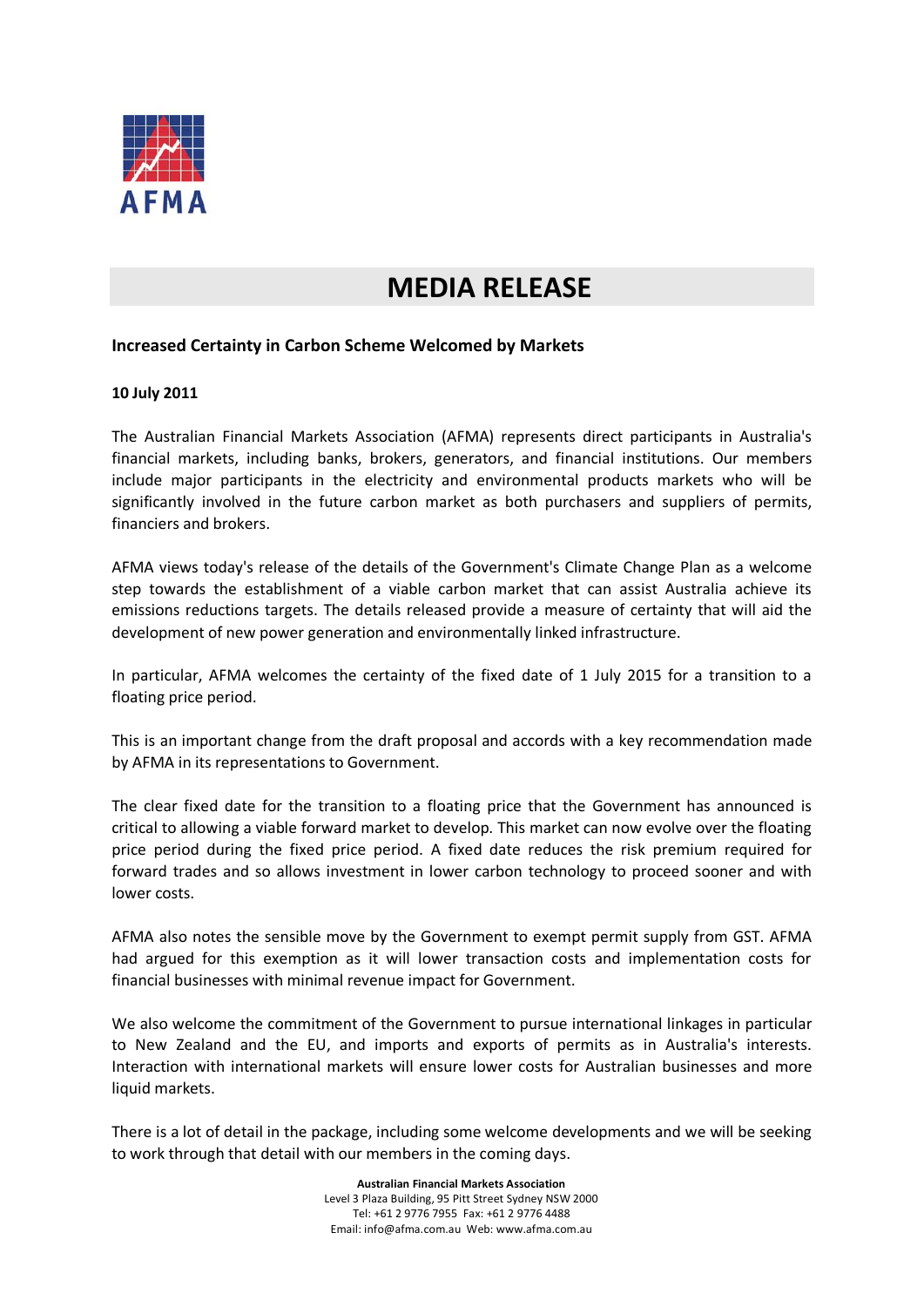AFMA

# MEDIA RELEASE

**Increased Certainty in Carbon Scheme Welcomed by Markets**

**10 July 2011**

The Australian Financial Markets Association (AFMA) represents direct participants in Australia's financial markets, including banks, brokers, generators, and financial institutions. Our members include major participants in the electricity and environmental products markets who will be significantly involved in the future carbon market as both purchasers and suppliers of permits, financiers and brokers.

AFMA views today's release of the details of the Government's Climate Change Plan as a welcome step towards the establishment of a viable carbon market that can assist Australia achieve its emissions reductions targets. The details released provide a measure of certainty that will aid the development of new power generation and environmentally linked infrastructure.

In particular, AFMA welcomes the certainty of the fixed date of 1 July 2015 for a transition to a floating price period.

This is an important change from the draft proposal and accords with a key recommendation made by AFMA in its representations to Government.

The clear fixed date for the transition to a floating price that the Government has announced is critical to allowing a viable forward market to develop. This market can now evolve over the floating price period during the fixed price period. A fixed date reduces the risk premium required for forward trades and so allows investment in lower carbon technology to proceed sooner and with lower costs.

AFMA also notes the sensible move by the Government to exempt permit supply from GST. AFMA had argued for this exemption as it will lower transaction costs and implementation costs for financial businesses with minimal revenue impact for Government.

We also welcome the commitment of the Government to pursue international linkages in particular to New Zealand and the EU, and imports and exports of permits as in Australia's interests. Interaction with international markets will ensure lower costs for Australian businesses and more liquid markets.

There is a lot of detail in the package, including some welcome developments and we will be seeking to work through that detail with our members in the coming days.

**Australian Financial Markets Association**
Level 3 Plaza Building, 95 Pitt Street Sydney NSW 2000
Tel: +61 2 9776 7955 Fax: +61 2 9776 4488
Email: info@afma.com.au Web: www.afma.com.au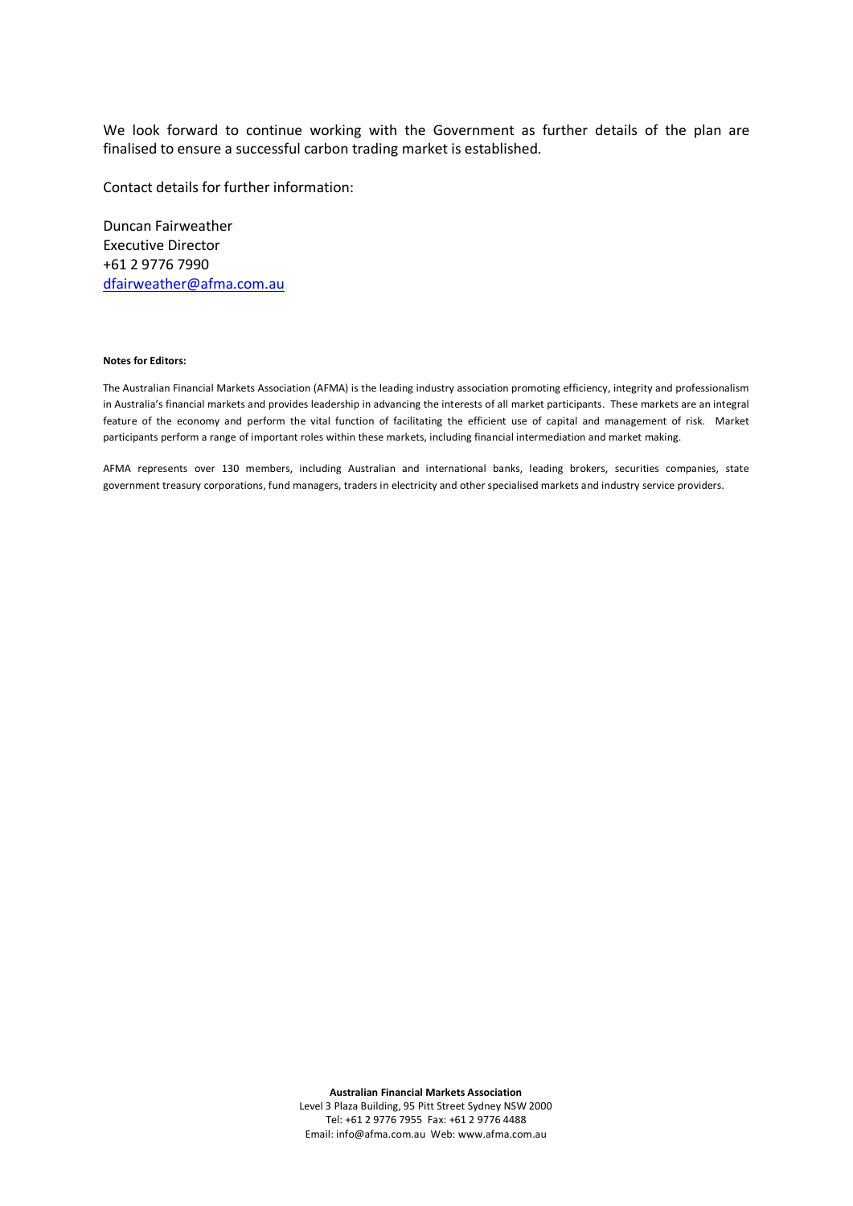We look forward to continue working with the Government as further details of the plan are finalised to ensure a successful carbon trading market is established.

Contact details for further information:

Duncan Fairweather
Executive Director
+61 2 9776 7990
dfairweather@afma.com.au

**Notes for Editors:**

The Australian Financial Markets Association (AFMA) is the leading industry association promoting efficiency, integrity and professionalism in Australia's financial markets and provides leadership in advancing the interests of all market participants. These markets are an integral feature of the economy and perform the vital function of facilitating the efficient use of capital and management of risk. Market participants perform a range of important roles within these markets, including financial intermediation and market making.

AFMA represents over 130 members, including Australian and international banks, leading brokers, securities companies, state government treasury corporations, fund managers, traders in electricity and other specialised markets and industry service providers.

**Australian Financial Markets Association**
Level 3 Plaza Building, 95 Pitt Street Sydney NSW 2000
Tel: +61 2 9776 7955 Fax: +61 2 9776 4488
Email: info@afma.com.au Web: www.afma.com.au